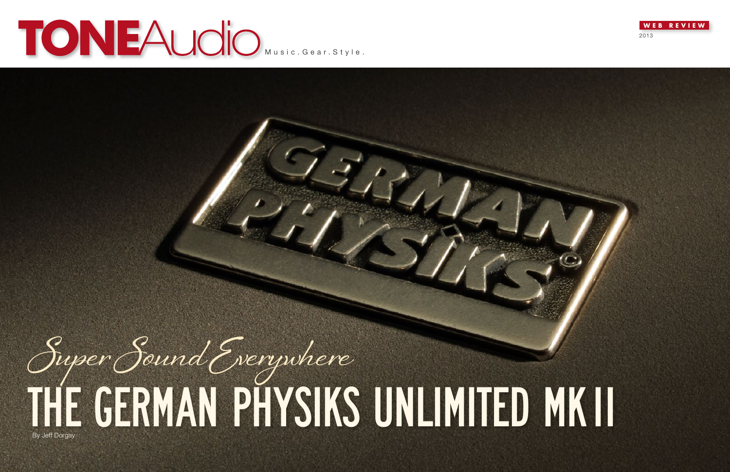# Super Sound Everywhere

# THE GERMAN PHYSIKS UNLIMITED MK II

By Jeff Dorgay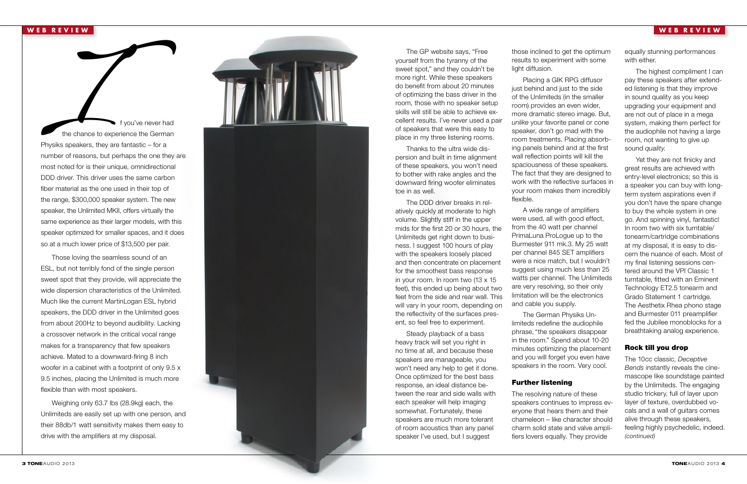If you've never had the chance to experience the German Physiks speakers, they are fantastic – for a number of reasons, but perhaps the one they are most noted for is their unique, omnidirectional DDD driver. This driver uses the same carbon fiber material as the one used in their top of the range, $300,000 speaker system. The new speaker, the Unlimited MKII, offers virtually the same experience as their larger models, with this speaker optimized for smaller spaces, and it does so at a much lower price of $13,500 per pair.

Those loving the seamless sound of an ESL, but not terribly fond of the single person sweet spot that they provide, will appreciate the wide dispersion characteristics of the Unlimited. Much like the current MartinLogan ESL hybrid speakers, the DDD driver in the Unlimited goes from about 200Hz to beyond audibility. Lacking a crossover network in the critical vocal range makes for a transparency that few speakers achieve. Mated to a downward-firing 8 inch woofer in a cabinet with a footprint of only 9.5 x 9.5 inches, placing the Unlimited is much more flexible than with most speakers.

Weighing only 63.7 lbs (28.9kg) each, the Unlimiteds are easily set up with one person, and their 88db/1 watt sensitivity makes them easy to drive with the amplifiers at my disposal.

The GP website says, "Free yourself from the tyranny of the sweet spot," and they couldn't be more right. While these speakers do benefit from about 20 minutes of optimizing the bass driver in the room, those with no speaker setup skills will still be able to achieve excellent results. I've never used a pair of speakers that were this easy to place in my three listening rooms.

Thanks to the ultra wide dispersion and built in time alignment of these speakers, you won't need to bother with rake angles and the downward firing woofer eliminates toe in as well.

The DDD driver breaks in relatively quickly at moderate to high volume. Slightly stiff in the upper mids for the first 20 or 30 hours, the Unlimiteds get right down to business. I suggest 100 hours of play with the speakers loosely placed and then concentrate on placement for the smoothest bass response in your room. In room two (13 x 15 feet), this ended up being about two feet from the side and rear wall. This will vary in your room, depending on the reflectivity of the surfaces present, so feel free to experiment.

Steady playback of a bass heavy track will set you right in no time at all, and because these speakers are manageable, you won't need any help to get it done. Once optimized for the best bass response, an ideal distance between the rear and side walls with each speaker will help imaging somewhat. Fortunately, these speakers are much more tolerant of room acoustics than any panel speaker I've used, but I suggest those inclined to get the optimum results to experiment with some light diffusion.

Placing a GIK RPG diffusor just behind and just to the side of the Unlimiteds (in the smaller room) provides an even wider, more dramatic stereo image. But, *unlike* your favorite panel or cone speaker, don't go mad with the room treatments. Placing absorbing panels behind and at the first wall reflection points will kill the spaciousness of these speakers. The fact that they are designed to work with the reflective surfaces in your room makes them incredibly flexible.

A wide range of amplifiers were used, all with good effect, from the 40 watt per channel PrimaLuna ProLogue up to the Burmester 911 mk.3. My 25 watt per channel 845 SET amplifiers were a nice match, but I wouldn't suggest using much less than 25 watts per channel. The Unlimiteds are very resolving, so their only limitation will be the electronics and cable you supply.

The German Physiks Unlimiteds redefine the audiophile phrase, "the speakers disappear in the room." Spend about 10-20 minutes optimizing the placement and you will forget you even have speakers in the room. Very cool.

## Further listening

The resolving nature of these speakers continues to impress everyone that hears them and their chameleon – like character should charm solid state and valve amplifiers lovers equally. They provide equally stunning performances with either.

The highest compliment I can pay these speakers after extended listening is that they improve in sound quality as you keep upgrading your equipment and are not out of place in a mega system, making them perfect for the audiophile not having a large room, not wanting to give up sound *quality*.

Yet they are not finicky and great results are achieved with entry-level electronics; so this is a speaker you can buy with long-term system aspirations even if you don't have the spare change to buy the whole system in one go. And spinning vinyl, fantastic! In room two with six turntable/tonearm/cartridge combinations at my disposal, it is easy to discern the nuance of each. Most of my final listening sessions centered around the VPI Classic 1 turntable, fitted with an Eminent Technology ET2.5 tonearm and Grado Statement 1 cartridge. The Aesthetix Rhea phono stage and Burmester 011 preamplifier fed the Jubilee monoblocks for a breathtaking analog experience.

## Rock till you drop

The 10cc classic, *Deceptive Bends* instantly reveals the cinemascope like soundstage painted by the Unlimiteds. The engaging studio trickery, full of layer upon layer of texture, overdubbed vocals and a wall of guitars comes alive through these speakers, feeling highly psychedelic, indeed. *(continued)*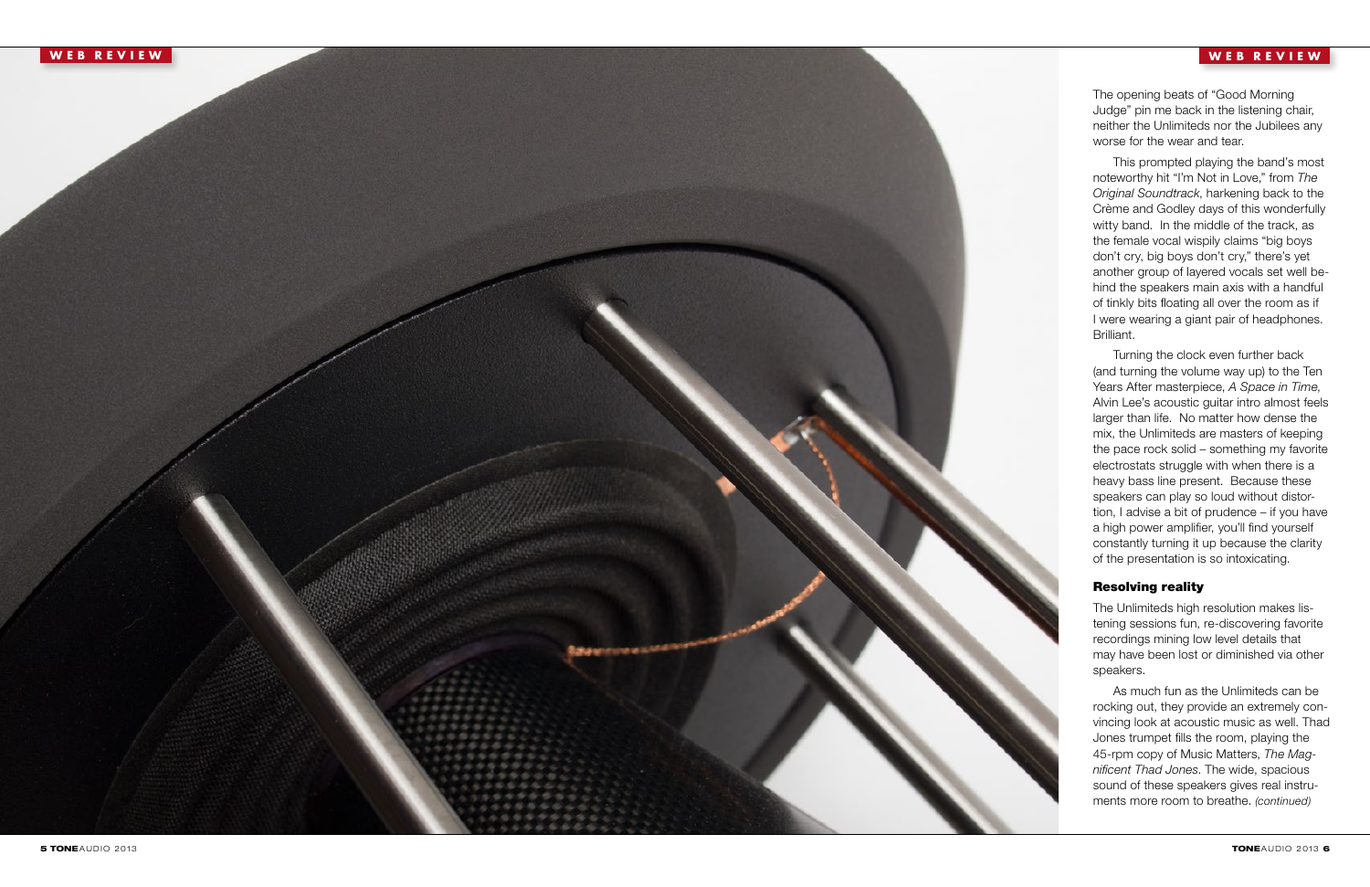The opening beats of "Good Morning Judge" pin me back in the listening chair, neither the Unlimiteds nor the Jubilees any worse for the wear and tear.

This prompted playing the band's most noteworthy hit "I'm Not in Love," from *The Original Soundtrack*, harkening back to the Crème and Godley days of this wonderfully witty band. In the middle of the track, as the female vocal wispily claims "big boys don't cry, big boys don't cry," there's yet another group of layered vocals set well behind the speakers main axis with a handful of tinkly bits floating all over the room as if I were wearing a giant pair of headphones. Brilliant.

Turning the clock even further back (and turning the volume way up) to the Ten Years After masterpiece, *A Space in Time*, Alvin Lee's acoustic guitar intro almost feels larger than life. No matter how dense the mix, the Unlimiteds are masters of keeping the pace rock solid – something my favorite electrostats struggle with when there is a heavy bass line present. Because these speakers can play so loud without distortion, I advise a bit of prudence – if you have a high power amplifier, you'll find yourself constantly turning it up because the clarity of the presentation is so intoxicating.

## Resolving reality

The Unlimiteds high resolution makes listening sessions fun, re-discovering favorite recordings mining low level details that may have been lost or diminished via other speakers.

As much fun as the Unlimiteds can be rocking out, they provide an extremely convincing look at acoustic music as well. Thad Jones trumpet fills the room, playing the 45-rpm copy of Music Matters, *The Magnificent Thad Jones*. The wide, spacious sound of these speakers gives real instruments more room to breathe. *(continued)*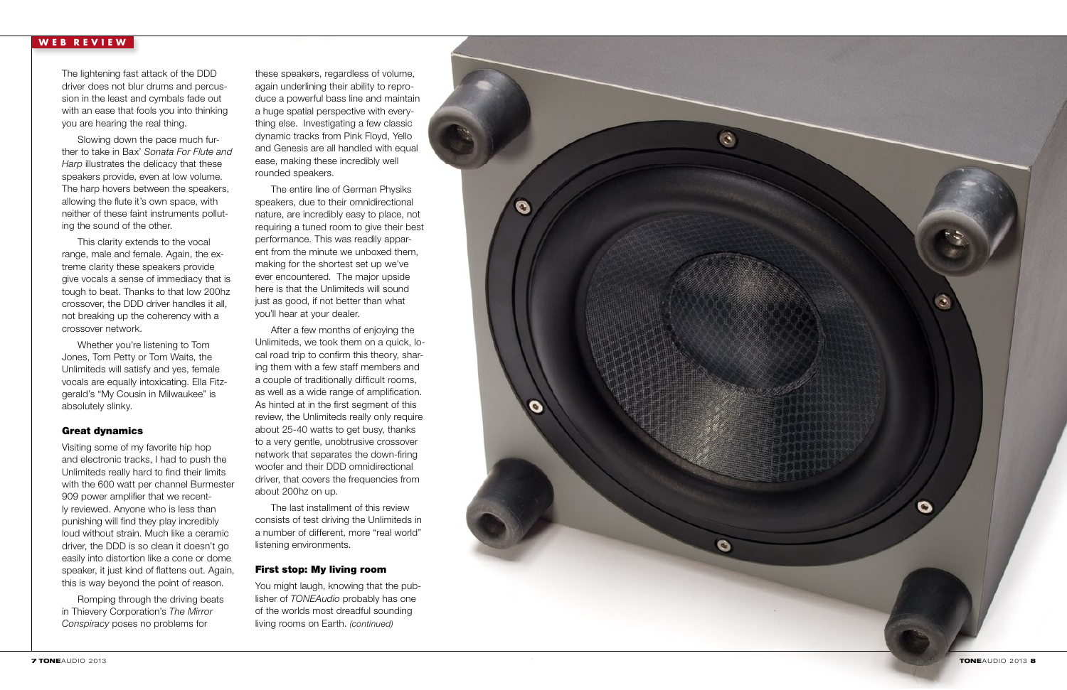The lightening fast attack of the DDD driver does not blur drums and percussion in the least and cymbals fade out with an ease that fools you into thinking you are hearing the real thing.

Slowing down the pace much further to take in Bax' *Sonata For Flute and Harp* illustrates the delicacy that these speakers provide, even at low volume. The harp hovers between the speakers, allowing the flute it's own space, with neither of these faint instruments polluting the sound of the other.

This clarity extends to the vocal range, male and female. Again, the extreme clarity these speakers provide give vocals a sense of immediacy that is tough to beat. Thanks to that low 200hz crossover, the DDD driver handles it all, not breaking up the coherency with a crossover network.

Whether you're listening to Tom Jones, Tom Petty or Tom Waits, the Unlimiteds will satisfy and yes, female vocals are equally intoxicating. Ella Fitzgerald's "My Cousin in Milwaukee" is absolutely slinky.

### Great dynamics

Visiting some of my favorite hip hop and electronic tracks, I had to push the Unlimiteds really hard to find their limits with the 600 watt per channel Burmester 909 power amplifier that we recently reviewed. Anyone who is less than punishing will find they play incredibly loud without strain. Much like a ceramic driver, the DDD is so clean it doesn't go easily into distortion like a cone or dome speaker, it just kind of flattens out. Again, this is way beyond the point of reason.

Romping through the driving beats in Thievery Corporation's *The Mirror Conspiracy* poses no problems for these speakers, regardless of volume, again underlining their ability to reproduce a powerful bass line and maintain a huge spatial perspective with everything else. Investigating a few classic dynamic tracks from Pink Floyd, Yello and Genesis are all handled with equal ease, making these incredibly well rounded speakers.

The entire line of German Physiks speakers, due to their omnidirectional nature, are incredibly easy to place, not requiring a tuned room to give their best performance. This was readily apparent from the minute we unboxed them, making for the shortest set up we've ever encountered. The major upside here is that the Unlimiteds will sound just as good, if not better than what you'll hear at your dealer.

After a few months of enjoying the Unlimiteds, we took them on a quick, local road trip to confirm this theory, sharing them with a few staff members and a couple of traditionally difficult rooms, as well as a wide range of amplification. As hinted at in the first segment of this review, the Unlimiteds really only require about 25-40 watts to get busy, thanks to a very gentle, unobtrusive crossover network that separates the down-firing woofer and their DDD omnidirectional driver, that covers the frequencies from about 200hz on up.

The last installment of this review consists of test driving the Unlimiteds in a number of different, more "real world" listening environments.

### First stop: My living room

You might laugh, knowing that the publisher of *TONEAudio* probably has one of the worlds most dreadful sounding living rooms on Earth. *(continued)*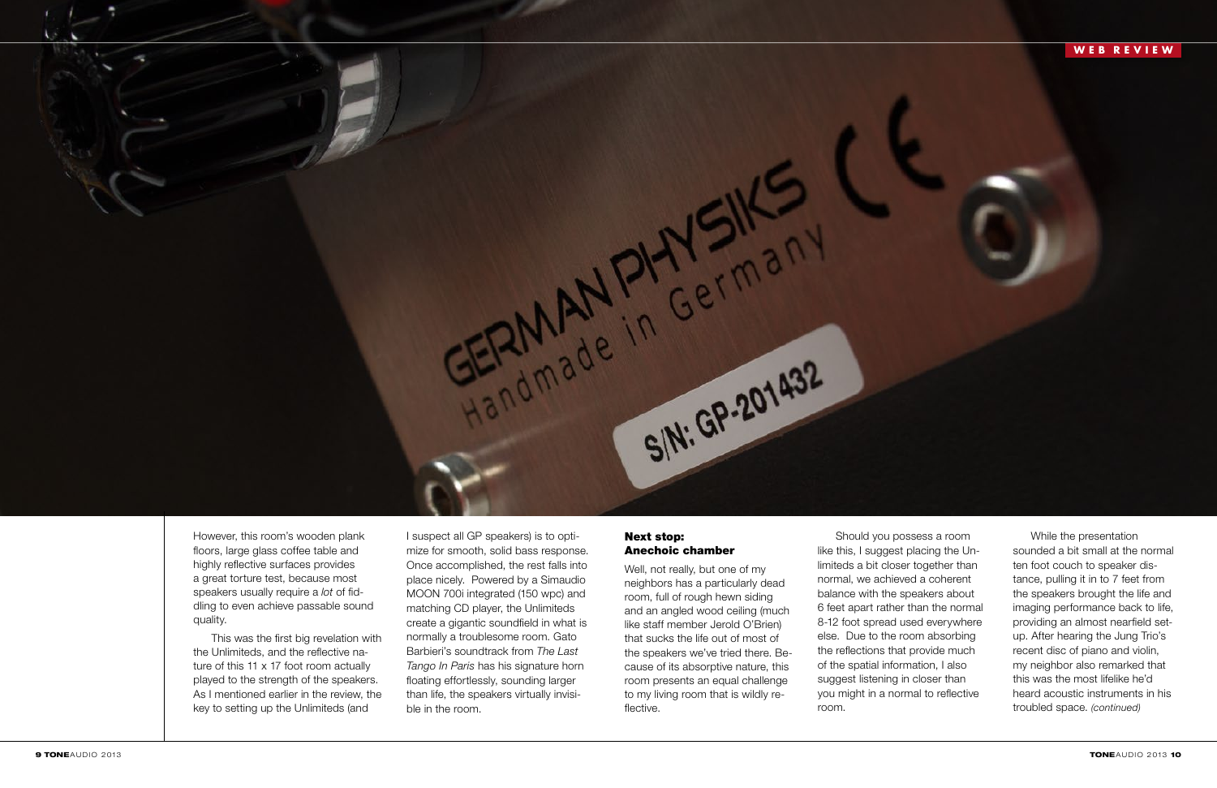However, this room's wooden plank floors, large glass coffee table and highly reflective surfaces provides a great torture test, because most speakers usually require a *lot* of fiddling to even achieve passable sound quality.

This was the first big revelation with the Unlimiteds, and the reflective nature of this 11 x 17 foot room actually played to the strength of the speakers. As I mentioned earlier in the review, the key to setting up the Unlimiteds (and I suspect all GP speakers) is to optimize for smooth, solid bass response. Once accomplished, the rest falls into place nicely. Powered by a Simaudio MOON 700i integrated (150 wpc) and matching CD player, the Unlimiteds create a gigantic soundfield in what is normally a troublesome room. Gato Barbieri's soundtrack from *The Last Tango In Paris* has his signature horn floating effortlessly, sounding larger than life, the speakers virtually invisible in the room.

### Next stop: Anechoic chamber

Well, not really, but one of my neighbors has a particularly dead room, full of rough hewn siding and an angled wood ceiling (much like staff member Jerold O'Brien) that sucks the life out of most of the speakers we've tried there. Because of its absorptive nature, this room presents an equal challenge to my living room that is wildly reflective.

Should you possess a room like this, I suggest placing the Unlimiteds a bit closer together than normal, we achieved a coherent balance with the speakers about 6 feet apart rather than the normal 8-12 foot spread used everywhere else. Due to the room absorbing the reflections that provide much of the spatial information, I also suggest listening in closer than you might in a normal to reflective room.

While the presentation sounded a bit small at the normal ten foot couch to speaker distance, pulling it in to 7 feet from the speakers brought the life and imaging performance back to life, providing an almost nearfield setup. After hearing the Jung Trio's recent disc of piano and violin, my neighbor also remarked that this was the most lifelike he'd heard acoustic instruments in his troubled space. *(continued)*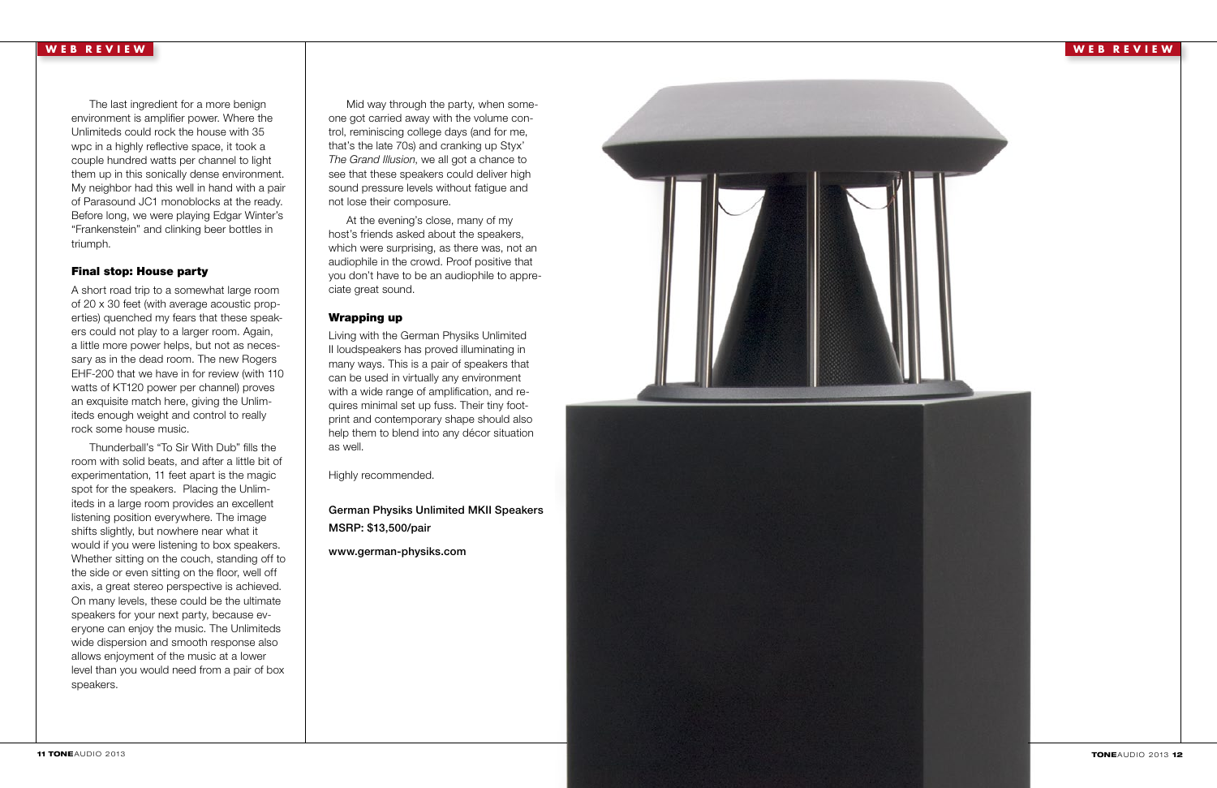The last ingredient for a more benign environment is amplifier power. Where the Unlimiteds could rock the house with 35 wpc in a highly reflective space, it took a couple hundred watts per channel to light them up in this sonically dense environment. My neighbor had this well in hand with a pair of Parasound JC1 monoblocks at the ready. Before long, we were playing Edgar Winter's "Frankenstein" and clinking beer bottles in triumph.

### Final stop: House party

A short road trip to a somewhat large room of 20 x 30 feet (with average acoustic properties) quenched my fears that these speakers could not play to a larger room. Again, a little more power helps, but not as necessary as in the dead room. The new Rogers EHF-200 that we have in for review (with 110 watts of KT120 power per channel) proves an exquisite match here, giving the Unlimiteds enough weight and control to really rock some house music.

Thunderball's "To Sir With Dub" fills the room with solid beats, and after a little bit of experimentation, 11 feet apart is the magic spot for the speakers. Placing the Unlimiteds in a large room provides an excellent listening position everywhere. The image shifts slightly, but nowhere near what it would if you were listening to box speakers. Whether sitting on the couch, standing off to the side or even sitting on the floor, well off axis, a great stereo perspective is achieved. On many levels, these could be the ultimate speakers for your next party, because everyone can enjoy the music. The Unlimiteds wide dispersion and smooth response also allows enjoyment of the music at a lower level than you would need from a pair of box speakers.

Mid way through the party, when someone got carried away with the volume control, reminiscing college days (and for me, that's the late 70s) and cranking up Styx' *The Grand Illusion*, we all got a chance to see that these speakers could deliver high sound pressure levels without fatigue and not lose their composure.

At the evening's close, many of my host's friends asked about the speakers, which were surprising, as there was, not an audiophile in the crowd. Proof positive that you don't have to be an audiophile to appreciate great sound.

### Wrapping up

Living with the German Physiks Unlimited II loudspeakers has proved illuminating in many ways. This is a pair of speakers that can be used in virtually any environment with a wide range of amplification, and requires minimal set up fuss. Their tiny footprint and contemporary shape should also help them to blend into any décor situation as well.

Highly recommended.

**German Physiks Unlimited MKII Speakers**
**MSRP: $13,500/pair**

**www.german-physiks.com**